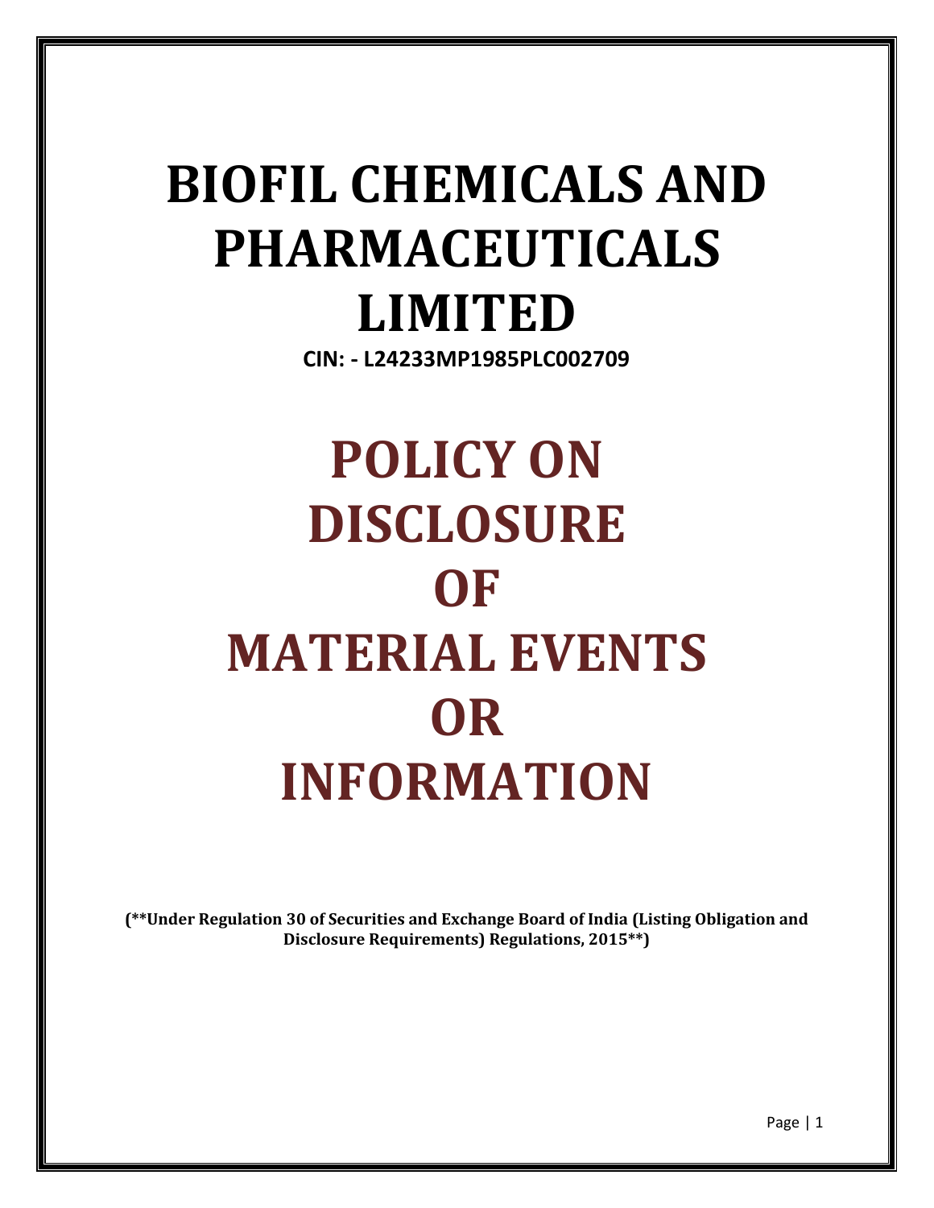# BIOFIL CHEMICALS AND PHARMACEUTICALS LIMITED

**CIN: - L24233MP1985PLC002709**

# POLICY ON DISCLOSURE OF MATERIAL EVENTS OR INFORMATION

**(**Under Regulation 30 of Securities and Exchange Board of India (Listing Obligation and Disclosure Requirements) Regulations, 2015**)**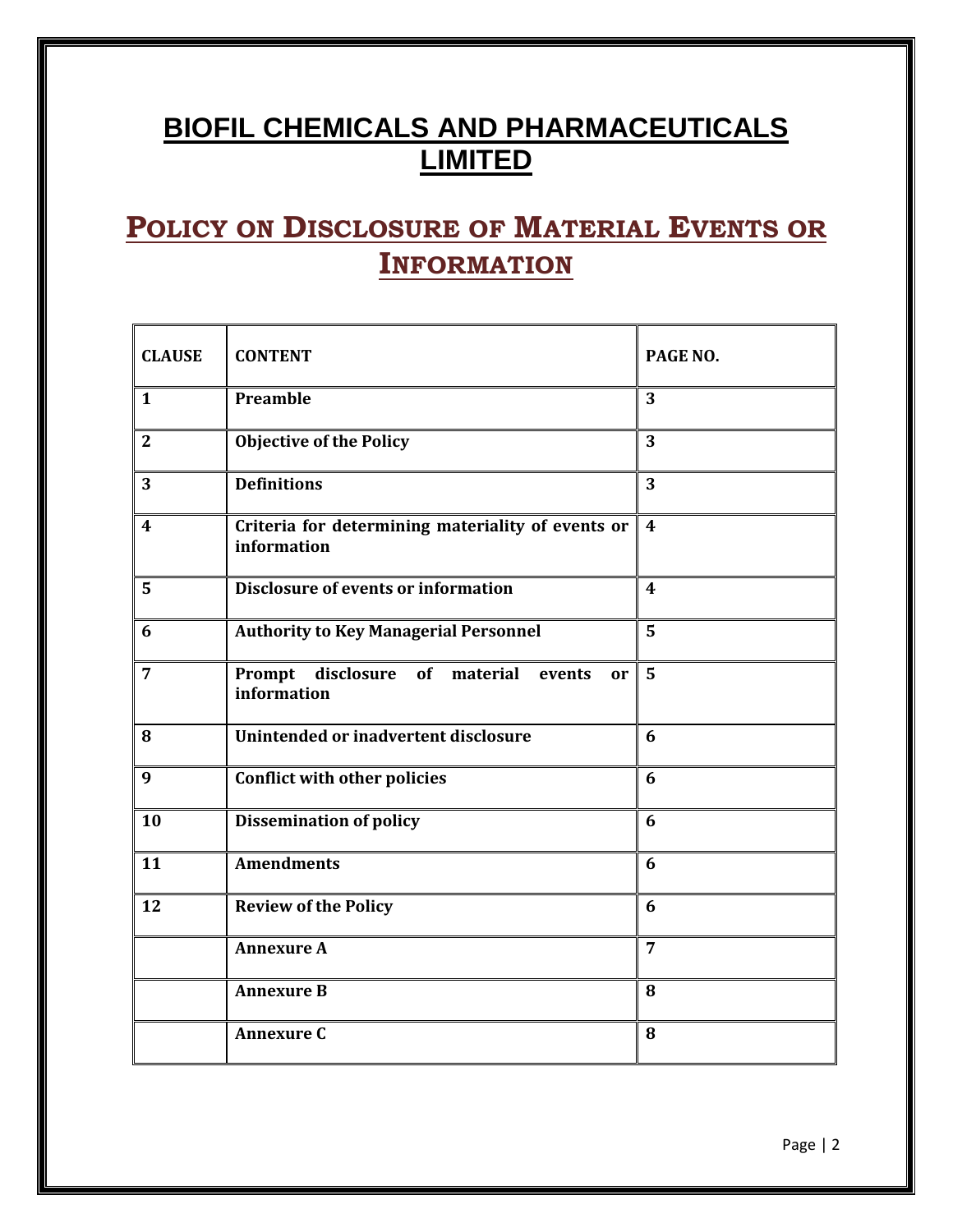# BIOFIL CHEMICALS AND PHARMACEUTICALS LIMITED

## POLICY ON DISCLOSURE OF MATERIAL EVENTS OR INFORMATION

| CLAUSE | CONTENT | PAGE NO. |
|---|---|---|
| 1 | Preamble | 3 |
| 2 | Objective of the Policy | 3 |
| 3 | Definitions | 3 |
| 4 | Criteria for determining materiality of events or information | 4 |
| 5 | Disclosure of events or information | 4 |
| 6 | Authority to Key Managerial Personnel | 5 |
| 7 | Prompt disclosure of material events or information | 5 |
| 8 | Unintended or inadvertent disclosure | 6 |
| 9 | Conflict with other policies | 6 |
| 10 | Dissemination of policy | 6 |
| 11 | Amendments | 6 |
| 12 | Review of the Policy | 6 |
| | Annexure A | 7 |
| | Annexure B | 8 |
| | Annexure C | 8 |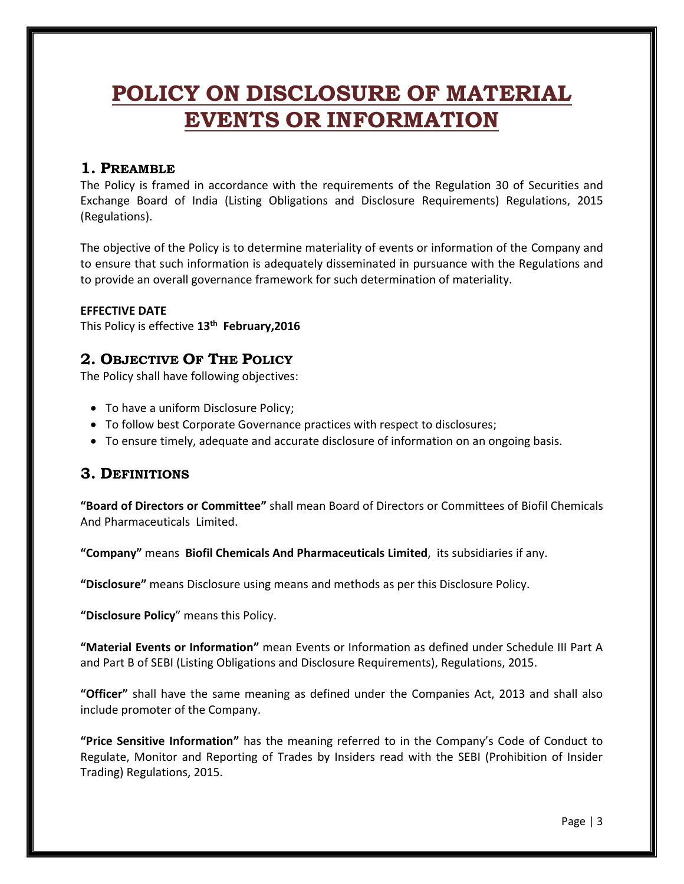# POLICY ON DISCLOSURE OF MATERIAL EVENTS OR INFORMATION

## 1. Preamble

The Policy is framed in accordance with the requirements of the Regulation 30 of Securities and Exchange Board of India (Listing Obligations and Disclosure Requirements) Regulations, 2015 (Regulations).

The objective of the Policy is to determine materiality of events or information of the Company and to ensure that such information is adequately disseminated in pursuance with the Regulations and to provide an overall governance framework for such determination of materiality.

**EFFECTIVE DATE**

This Policy is effective **13th February,2016**

## 2. Objective Of The Policy

The Policy shall have following objectives:

- To have a uniform Disclosure Policy;
- To follow best Corporate Governance practices with respect to disclosures;
- To ensure timely, adequate and accurate disclosure of information on an ongoing basis.

## 3. Definitions

**"Board of Directors or Committee"** shall mean Board of Directors or Committees of Biofil Chemicals And Pharmaceuticals Limited.

**"Company"** means **Biofil Chemicals And Pharmaceuticals Limited**, its subsidiaries if any.

**"Disclosure"** means Disclosure using means and methods as per this Disclosure Policy.

**"Disclosure Policy"** means this Policy.

**"Material Events or Information"** mean Events or Information as defined under Schedule III Part A and Part B of SEBI (Listing Obligations and Disclosure Requirements), Regulations, 2015.

**"Officer"** shall have the same meaning as defined under the Companies Act, 2013 and shall also include promoter of the Company.

**"Price Sensitive Information"** has the meaning referred to in the Company's Code of Conduct to Regulate, Monitor and Reporting of Trades by Insiders read with the SEBI (Prohibition of Insider Trading) Regulations, 2015.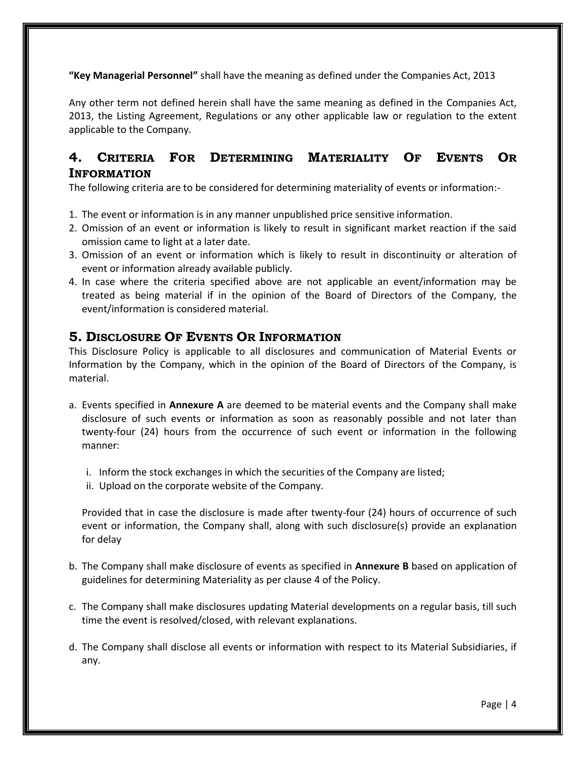**"Key Managerial Personnel"** shall have the meaning as defined under the Companies Act, 2013

Any other term not defined herein shall have the same meaning as defined in the Companies Act, 2013, the Listing Agreement, Regulations or any other applicable law or regulation to the extent applicable to the Company.

## 4. Criteria For Determining Materiality Of Events Or Information

The following criteria are to be considered for determining materiality of events or information:-

1. The event or information is in any manner unpublished price sensitive information.
2. Omission of an event or information is likely to result in significant market reaction if the said omission came to light at a later date.
3. Omission of an event or information which is likely to result in discontinuity or alteration of event or information already available publicly.
4. In case where the criteria specified above are not applicable an event/information may be treated as being material if in the opinion of the Board of Directors of the Company, the event/information is considered material.

## 5. Disclosure Of Events Or Information

This Disclosure Policy is applicable to all disclosures and communication of Material Events or Information by the Company, which in the opinion of the Board of Directors of the Company, is material.

a. Events specified in **Annexure A** are deemed to be material events and the Company shall make disclosure of such events or information as soon as reasonably possible and not later than twenty-four (24) hours from the occurrence of such event or information in the following manner:

   i. Inform the stock exchanges in which the securities of the Company are listed;
   ii. Upload on the corporate website of the Company.

   Provided that in case the disclosure is made after twenty-four (24) hours of occurrence of such event or information, the Company shall, along with such disclosure(s) provide an explanation for delay

b. The Company shall make disclosure of events as specified in **Annexure B** based on application of guidelines for determining Materiality as per clause 4 of the Policy.

c. The Company shall make disclosures updating Material developments on a regular basis, till such time the event is resolved/closed, with relevant explanations.

d. The Company shall disclose all events or information with respect to its Material Subsidiaries, if any.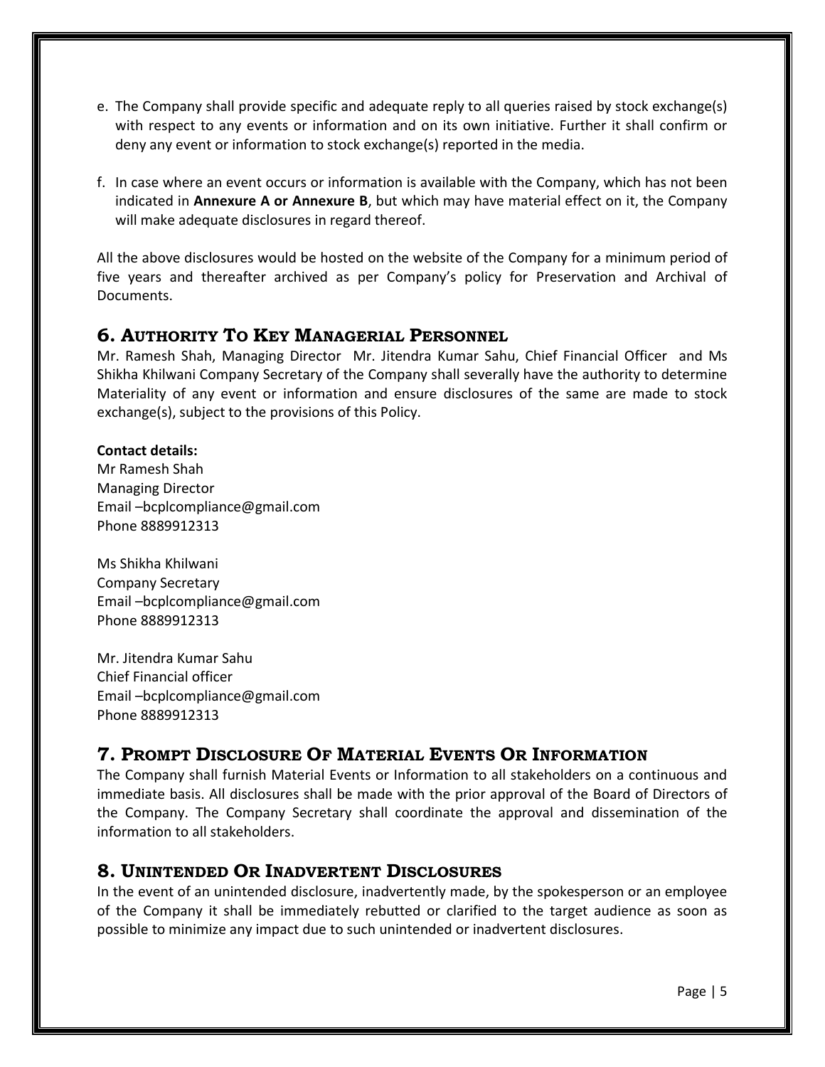e. The Company shall provide specific and adequate reply to all queries raised by stock exchange(s) with respect to any events or information and on its own initiative. Further it shall confirm or deny any event or information to stock exchange(s) reported in the media.

f. In case where an event occurs or information is available with the Company, which has not been indicated in **Annexure A or Annexure B**, but which may have material effect on it, the Company will make adequate disclosures in regard thereof.

All the above disclosures would be hosted on the website of the Company for a minimum period of five years and thereafter archived as per Company's policy for Preservation and Archival of Documents.

## 6. Authority To Key Managerial Personnel

Mr. Ramesh Shah, Managing Director Mr. Jitendra Kumar Sahu, Chief Financial Officer and Ms Shikha Khilwani Company Secretary of the Company shall severally have the authority to determine Materiality of any event or information and ensure disclosures of the same are made to stock exchange(s), subject to the provisions of this Policy.

**Contact details:**

Mr Ramesh Shah
Managing Director
Email –bcplcompliance@gmail.com
Phone 8889912313

Ms Shikha Khilwani
Company Secretary
Email –bcplcompliance@gmail.com
Phone 8889912313

Mr. Jitendra Kumar Sahu
Chief Financial officer
Email –bcplcompliance@gmail.com
Phone 8889912313

## 7. Prompt Disclosure Of Material Events Or Information

The Company shall furnish Material Events or Information to all stakeholders on a continuous and immediate basis. All disclosures shall be made with the prior approval of the Board of Directors of the Company. The Company Secretary shall coordinate the approval and dissemination of the information to all stakeholders.

## 8. Unintended Or Inadvertent Disclosures

In the event of an unintended disclosure, inadvertently made, by the spokesperson or an employee of the Company it shall be immediately rebutted or clarified to the target audience as soon as possible to minimize any impact due to such unintended or inadvertent disclosures.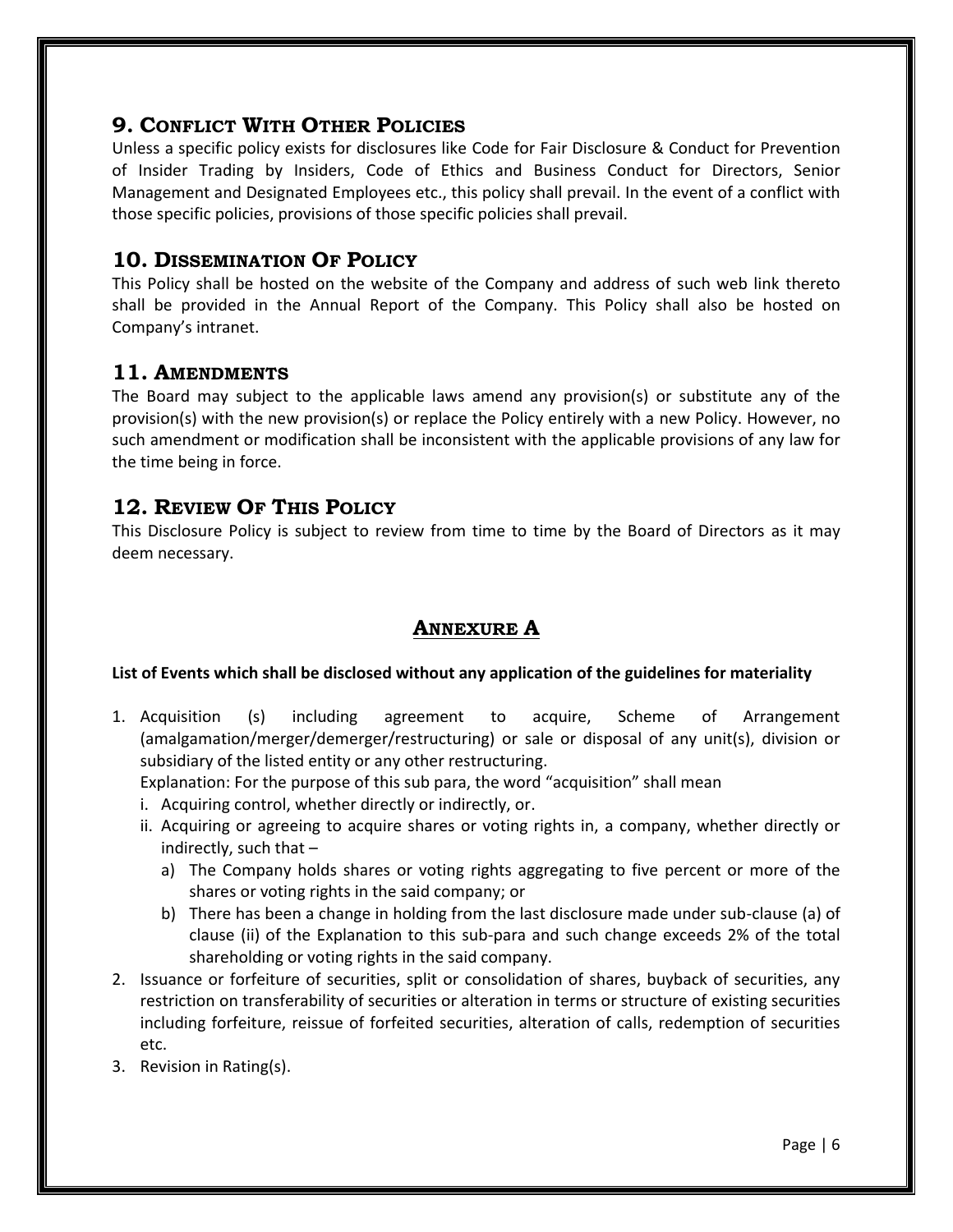## 9. Conflict With Other Policies

Unless a specific policy exists for disclosures like Code for Fair Disclosure & Conduct for Prevention of Insider Trading by Insiders, Code of Ethics and Business Conduct for Directors, Senior Management and Designated Employees etc., this policy shall prevail. In the event of a conflict with those specific policies, provisions of those specific policies shall prevail.

## 10. Dissemination Of Policy

This Policy shall be hosted on the website of the Company and address of such web link thereto shall be provided in the Annual Report of the Company. This Policy shall also be hosted on Company's intranet.

## 11. Amendments

The Board may subject to the applicable laws amend any provision(s) or substitute any of the provision(s) with the new provision(s) or replace the Policy entirely with a new Policy. However, no such amendment or modification shall be inconsistent with the applicable provisions of any law for the time being in force.

## 12. Review Of This Policy

This Disclosure Policy is subject to review from time to time by the Board of Directors as it may deem necessary.

## Annexure A

**List of Events which shall be disclosed without any application of the guidelines for materiality**

1. Acquisition (s) including agreement to acquire, Scheme of Arrangement (amalgamation/merger/demerger/restructuring) or sale or disposal of any unit(s), division or subsidiary of the listed entity or any other restructuring.
   Explanation: For the purpose of this sub para, the word "acquisition" shall mean
   i. Acquiring control, whether directly or indirectly, or.
   ii. Acquiring or agreeing to acquire shares or voting rights in, a company, whether directly or indirectly, such that –
      a) The Company holds shares or voting rights aggregating to five percent or more of the shares or voting rights in the said company; or
      b) There has been a change in holding from the last disclosure made under sub-clause (a) of clause (ii) of the Explanation to this sub-para and such change exceeds 2% of the total shareholding or voting rights in the said company.
2. Issuance or forfeiture of securities, split or consolidation of shares, buyback of securities, any restriction on transferability of securities or alteration in terms or structure of existing securities including forfeiture, reissue of forfeited securities, alteration of calls, redemption of securities etc.
3. Revision in Rating(s).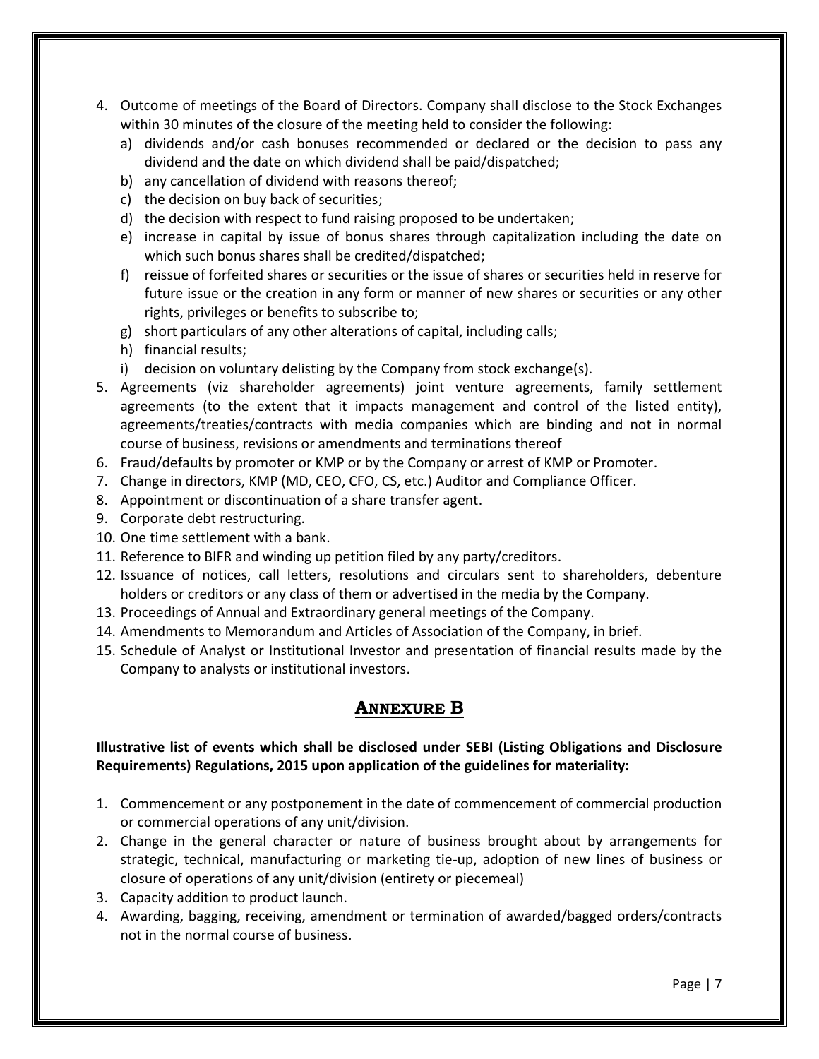4. Outcome of meetings of the Board of Directors. Company shall disclose to the Stock Exchanges within 30 minutes of the closure of the meeting held to consider the following:
   a) dividends and/or cash bonuses recommended or declared or the decision to pass any dividend and the date on which dividend shall be paid/dispatched;
   b) any cancellation of dividend with reasons thereof;
   c) the decision on buy back of securities;
   d) the decision with respect to fund raising proposed to be undertaken;
   e) increase in capital by issue of bonus shares through capitalization including the date on which such bonus shares shall be credited/dispatched;
   f) reissue of forfeited shares or securities or the issue of shares or securities held in reserve for future issue or the creation in any form or manner of new shares or securities or any other rights, privileges or benefits to subscribe to;
   g) short particulars of any other alterations of capital, including calls;
   h) financial results;
   i) decision on voluntary delisting by the Company from stock exchange(s).
5. Agreements (viz shareholder agreements) joint venture agreements, family settlement agreements (to the extent that it impacts management and control of the listed entity), agreements/treaties/contracts with media companies which are binding and not in normal course of business, revisions or amendments and terminations thereof
6. Fraud/defaults by promoter or KMP or by the Company or arrest of KMP or Promoter.
7. Change in directors, KMP (MD, CEO, CFO, CS, etc.) Auditor and Compliance Officer.
8. Appointment or discontinuation of a share transfer agent.
9. Corporate debt restructuring.
10. One time settlement with a bank.
11. Reference to BIFR and winding up petition filed by any party/creditors.
12. Issuance of notices, call letters, resolutions and circulars sent to shareholders, debenture holders or creditors or any class of them or advertised in the media by the Company.
13. Proceedings of Annual and Extraordinary general meetings of the Company.
14. Amendments to Memorandum and Articles of Association of the Company, in brief.
15. Schedule of Analyst or Institutional Investor and presentation of financial results made by the Company to analysts or institutional investors.

## ANNEXURE B

**Illustrative list of events which shall be disclosed under SEBI (Listing Obligations and Disclosure Requirements) Regulations, 2015 upon application of the guidelines for materiality:**

1. Commencement or any postponement in the date of commencement of commercial production or commercial operations of any unit/division.
2. Change in the general character or nature of business brought about by arrangements for strategic, technical, manufacturing or marketing tie-up, adoption of new lines of business or closure of operations of any unit/division (entirety or piecemeal)
3. Capacity addition to product launch.
4. Awarding, bagging, receiving, amendment or termination of awarded/bagged orders/contracts not in the normal course of business.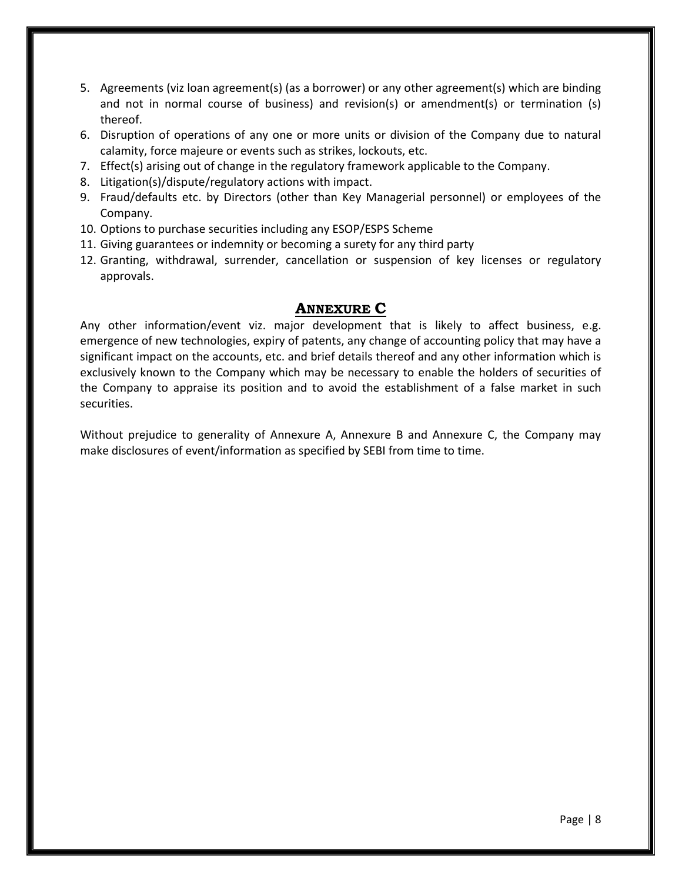5. Agreements (viz loan agreement(s) (as a borrower) or any other agreement(s) which are binding and not in normal course of business) and revision(s) or amendment(s) or termination (s) thereof.
6. Disruption of operations of any one or more units or division of the Company due to natural calamity, force majeure or events such as strikes, lockouts, etc.
7. Effect(s) arising out of change in the regulatory framework applicable to the Company.
8. Litigation(s)/dispute/regulatory actions with impact.
9. Fraud/defaults etc. by Directors (other than Key Managerial personnel) or employees of the Company.
10. Options to purchase securities including any ESOP/ESPS Scheme
11. Giving guarantees or indemnity or becoming a surety for any third party
12. Granting, withdrawal, surrender, cancellation or suspension of key licenses or regulatory approvals.

## ANNEXURE C

Any other information/event viz. major development that is likely to affect business, e.g. emergence of new technologies, expiry of patents, any change of accounting policy that may have a significant impact on the accounts, etc. and brief details thereof and any other information which is exclusively known to the Company which may be necessary to enable the holders of securities of the Company to appraise its position and to avoid the establishment of a false market in such securities.

Without prejudice to generality of Annexure A, Annexure B and Annexure C, the Company may make disclosures of event/information as specified by SEBI from time to time.